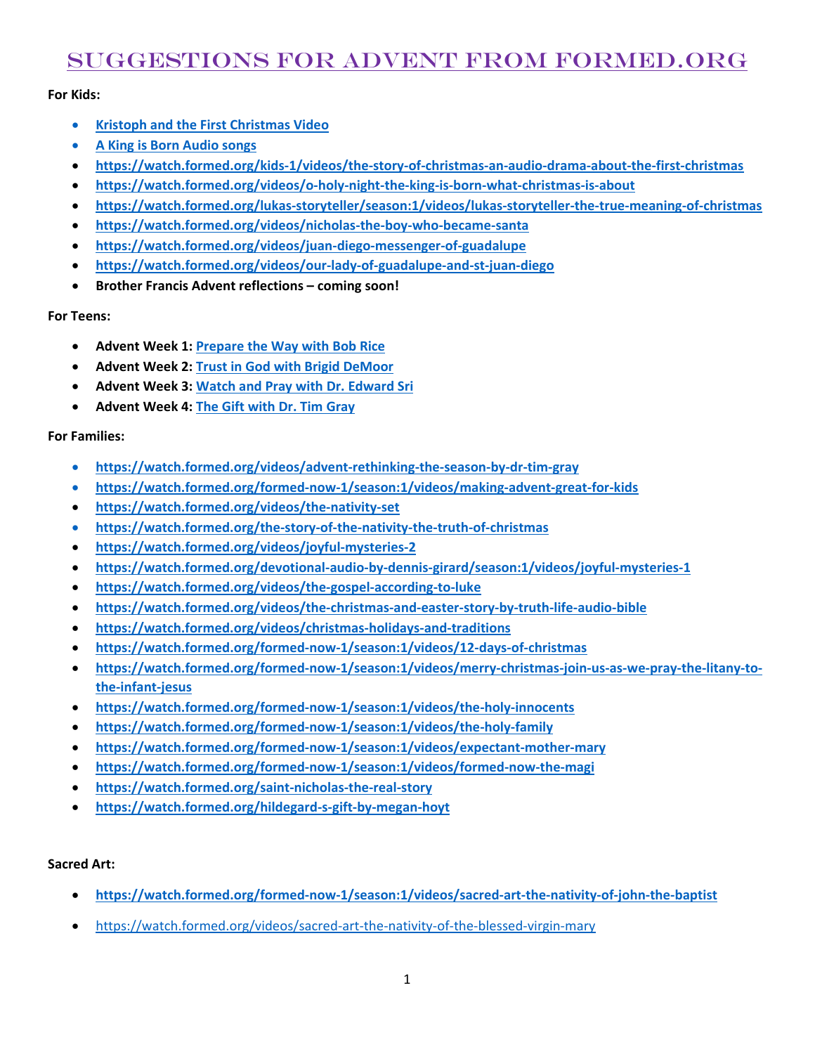# Suggestions for Advent from Formed.org

**For Kids:**

- **Kristoph and the First Christmas Video**
- **A King is Born Audio songs**
- **https://watch.formed.org/kids-1/videos/the-story-of-christmas-an-audio-drama-about-the-first-christmas**
- **https://watch.formed.org/videos/o-holy-night-the-king-is-born-what-christmas-is-about**
- **https://watch.formed.org/lukas-storyteller/season:1/videos/lukas-storyteller-the-true-meaning-of-christmas**
- **https://watch.formed.org/videos/nicholas-the-boy-who-became-santa**
- **https://watch.formed.org/videos/juan-diego-messenger-of-guadalupe**
- **https://watch.formed.org/videos/our-lady-of-guadalupe-and-st-juan-diego**
- **Brother Francis Advent reflections – coming soon!**

**For Teens:**

- **Advent Week 1: Prepare the Way with Bob Rice**
- **Advent Week 2: Trust in God with Brigid DeMoor**
- **Advent Week 3: Watch and Pray with Dr. Edward Sri**
- **Advent Week 4: The Gift with Dr. Tim Gray**

**For Families:**

- **https://watch.formed.org/videos/advent-rethinking-the-season-by-dr-tim-gray**
- **https://watch.formed.org/formed-now-1/season:1/videos/making-advent-great-for-kids**
- **https://watch.formed.org/videos/the-nativity-set**
- **https://watch.formed.org/the-story-of-the-nativity-the-truth-of-christmas**
- **https://watch.formed.org/videos/joyful-mysteries-2**
- **https://watch.formed.org/devotional-audio-by-dennis-girard/season:1/videos/joyful-mysteries-1**
- **https://watch.formed.org/videos/the-gospel-according-to-luke**
- **https://watch.formed.org/videos/the-christmas-and-easter-story-by-truth-life-audio-bible**
- **https://watch.formed.org/videos/christmas-holidays-and-traditions**
- **https://watch.formed.org/formed-now-1/season:1/videos/12-days-of-christmas**
- **https://watch.formed.org/formed-now-1/season:1/videos/merry-christmas-join-us-as-we-pray-the-litany-to-the-infant-jesus**
- **https://watch.formed.org/formed-now-1/season:1/videos/the-holy-innocents**
- **https://watch.formed.org/formed-now-1/season:1/videos/the-holy-family**
- **https://watch.formed.org/formed-now-1/season:1/videos/expectant-mother-mary**
- **https://watch.formed.org/formed-now-1/season:1/videos/formed-now-the-magi**
- **https://watch.formed.org/saint-nicholas-the-real-story**
- **https://watch.formed.org/hildegard-s-gift-by-megan-hoyt**

**Sacred Art:**

- **https://watch.formed.org/formed-now-1/season:1/videos/sacred-art-the-nativity-of-john-the-baptist**
- https://watch.formed.org/videos/sacred-art-the-nativity-of-the-blessed-virgin-mary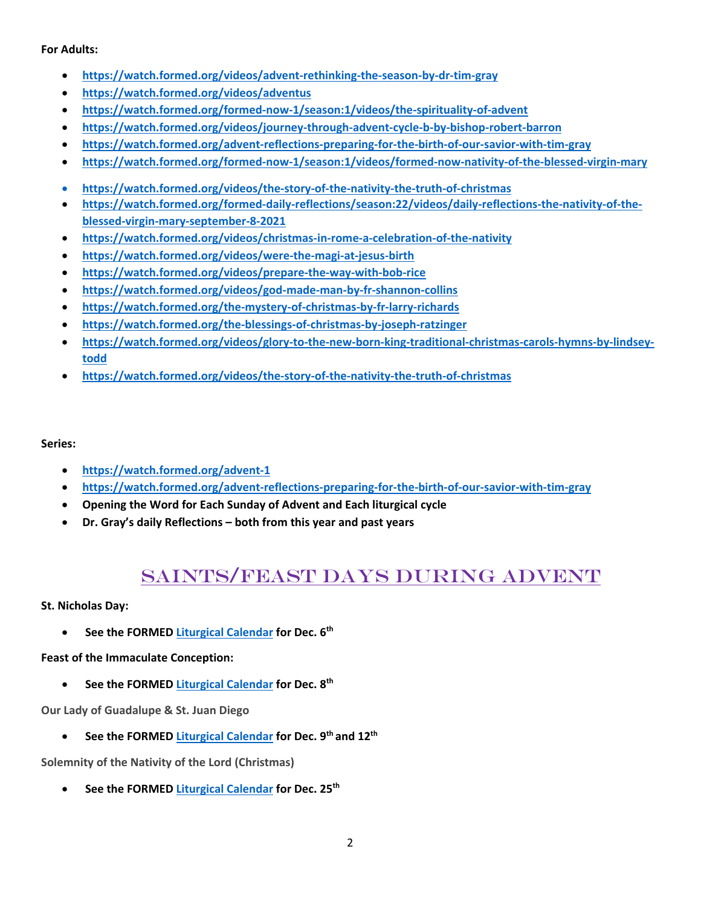**For Adults:**

- **https://watch.formed.org/videos/advent-rethinking-the-season-by-dr-tim-gray**
- **https://watch.formed.org/videos/adventus**
- **https://watch.formed.org/formed-now-1/season:1/videos/the-spirituality-of-advent**
- **https://watch.formed.org/videos/journey-through-advent-cycle-b-by-bishop-robert-barron**
- **https://watch.formed.org/advent-reflections-preparing-for-the-birth-of-our-savior-with-tim-gray**
- **https://watch.formed.org/formed-now-1/season:1/videos/formed-now-nativity-of-the-blessed-virgin-mary**
- **https://watch.formed.org/videos/the-story-of-the-nativity-the-truth-of-christmas**
- **https://watch.formed.org/formed-daily-reflections/season:22/videos/daily-reflections-the-nativity-of-the-blessed-virgin-mary-september-8-2021**
- **https://watch.formed.org/videos/christmas-in-rome-a-celebration-of-the-nativity**
- **https://watch.formed.org/videos/were-the-magi-at-jesus-birth**
- **https://watch.formed.org/videos/prepare-the-way-with-bob-rice**
- **https://watch.formed.org/videos/god-made-man-by-fr-shannon-collins**
- **https://watch.formed.org/the-mystery-of-christmas-by-fr-larry-richards**
- **https://watch.formed.org/the-blessings-of-christmas-by-joseph-ratzinger**
- **https://watch.formed.org/videos/glory-to-the-new-born-king-traditional-christmas-carols-hymns-by-lindsey-todd**
- **https://watch.formed.org/videos/the-story-of-the-nativity-the-truth-of-christmas**

**Series:**

- **https://watch.formed.org/advent-1**
- **https://watch.formed.org/advent-reflections-preparing-for-the-birth-of-our-savior-with-tim-gray**
- **Opening the Word for Each Sunday of Advent and Each liturgical cycle**
- **Dr. Gray's daily Reflections – both from this year and past years**

## Saints/Feast Days During Advent

**St. Nicholas Day:**

- **See the FORMED Liturgical Calendar for Dec. 6th**

**Feast of the Immaculate Conception:**

- **See the FORMED Liturgical Calendar for Dec. 8th**

**Our Lady of Guadalupe & St. Juan Diego**

- **See the FORMED Liturgical Calendar for Dec. 9th and 12th**

**Solemnity of the Nativity of the Lord (Christmas)**

- **See the FORMED Liturgical Calendar for Dec. 25th**